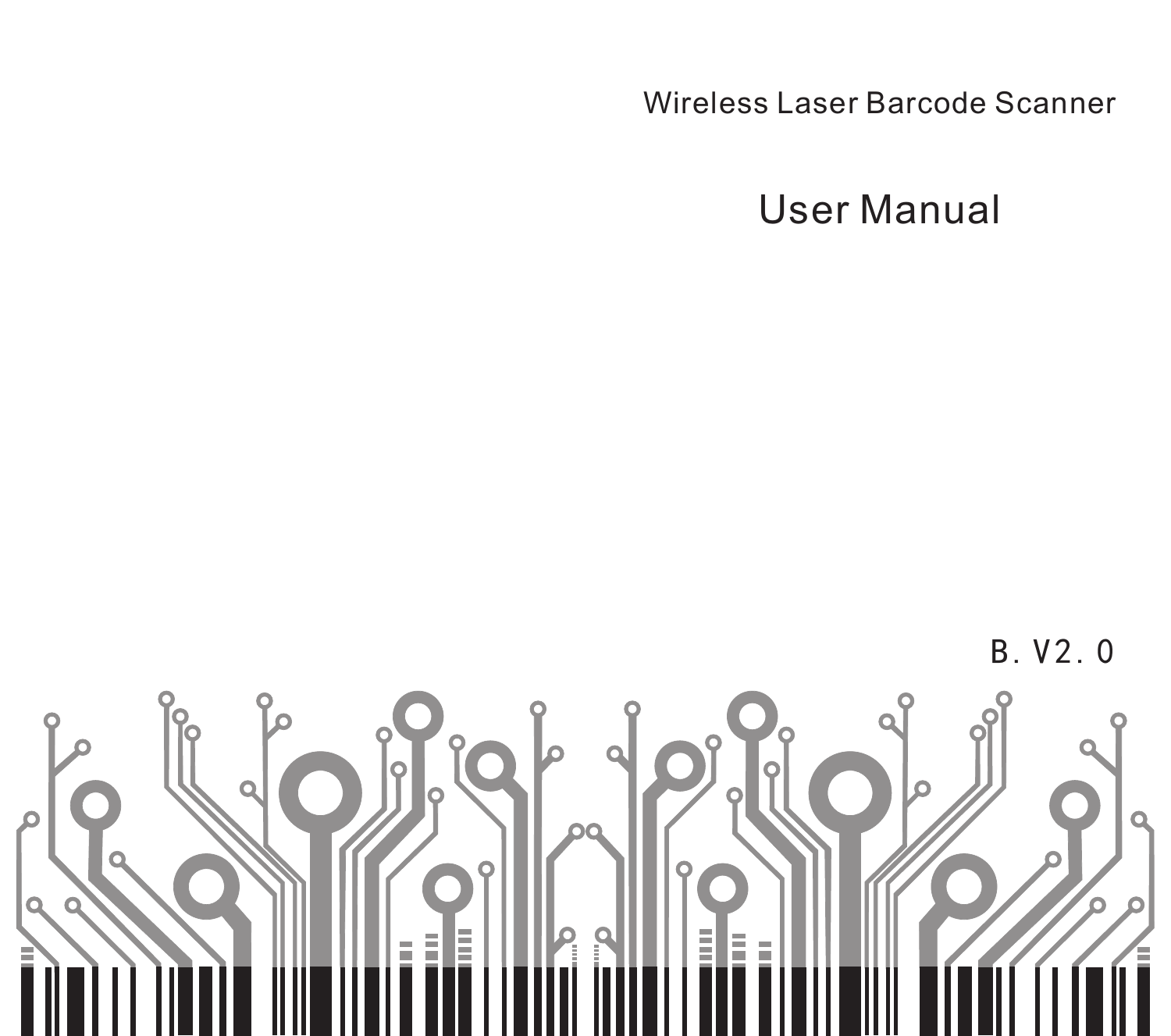Wireless Laser Barcode Scanner

# User Manual

B.V2.0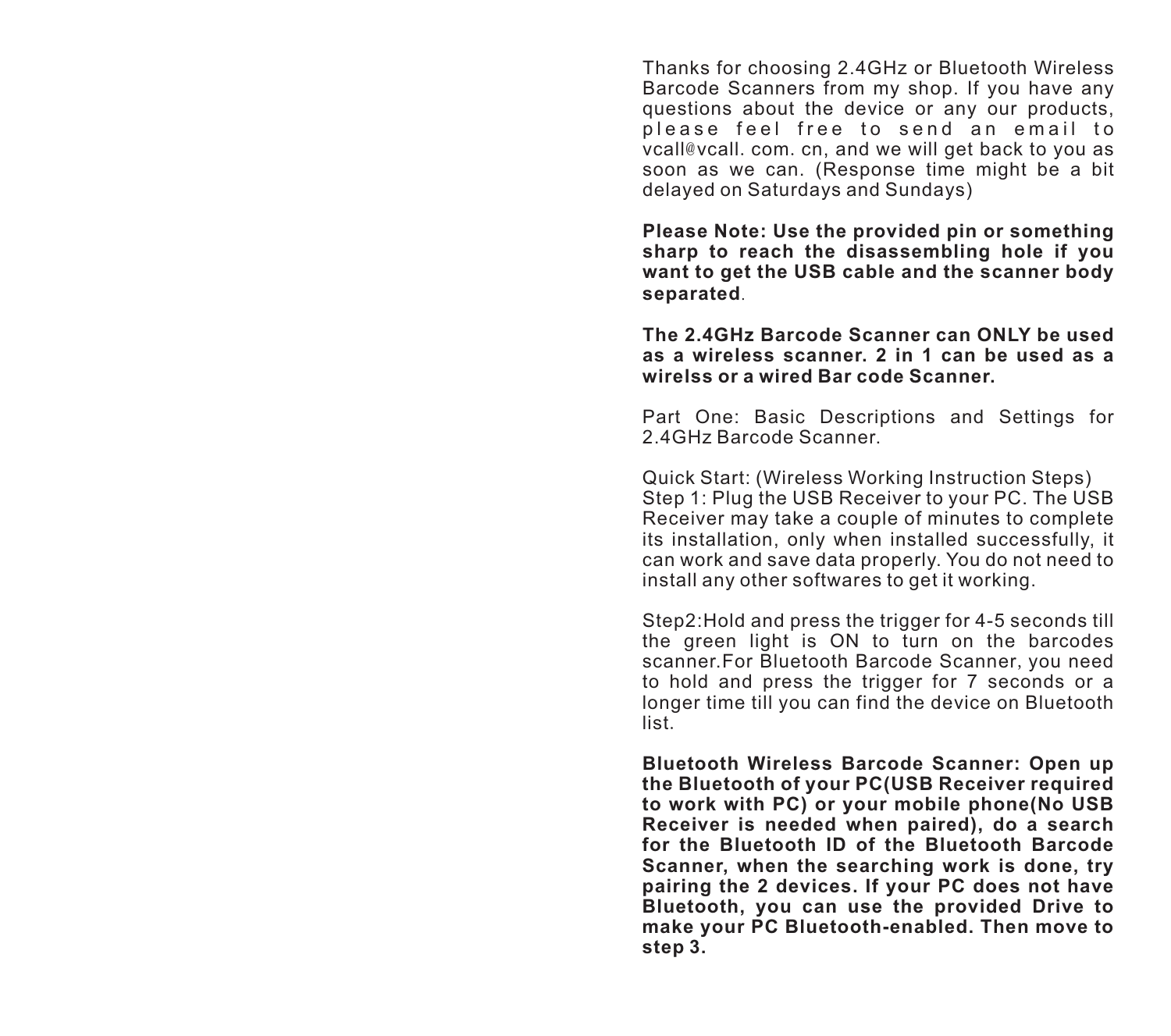Thanks for choosing 2.4GHz or Bluetooth Wireless Barcode Scanners from my shop. If you have any questions about the device or any our products, please feel free to send an email to vcall@vcall. com. cn, and we will get back to you as soon as we can. (Response time might be a bit delayed on Saturdays and Sundays)

**Please Note: Use the provided pin or something sharp to reach the disassembling hole if you want to get the USB cable and the scanner body separated**.

**The 2.4GHz Barcode Scanner can ONLY be used as a wireless scanner. 2 in 1 can be used as a wirelss or a wired Bar code Scanner.**

Part One: Basic Descriptions and Settings for 2.4GHz Barcode Scanner.

Quick Start: (Wireless Working Instruction Steps)
Step 1: Plug the USB Receiver to your PC. The USB Receiver may take a couple of minutes to complete its installation, only when installed successfully, it can work and save data properly. You do not need to install any other softwares to get it working.

Step2:Hold and press the trigger for 4-5 seconds till the green light is ON to turn on the barcodes scanner.For Bluetooth Barcode Scanner, you need to hold and press the trigger for 7 seconds or a longer time till you can find the device on Bluetooth list.

**Bluetooth Wireless Barcode Scanner: Open up the Bluetooth of your PC(USB Receiver required to work with PC) or your mobile phone(No USB Receiver is needed when paired), do a search for the Bluetooth ID of the Bluetooth Barcode Scanner, when the searching work is done, try pairing the 2 devices. If your PC does not have Bluetooth, you can use the provided Drive to make your PC Bluetooth-enabled. Then move to step 3.**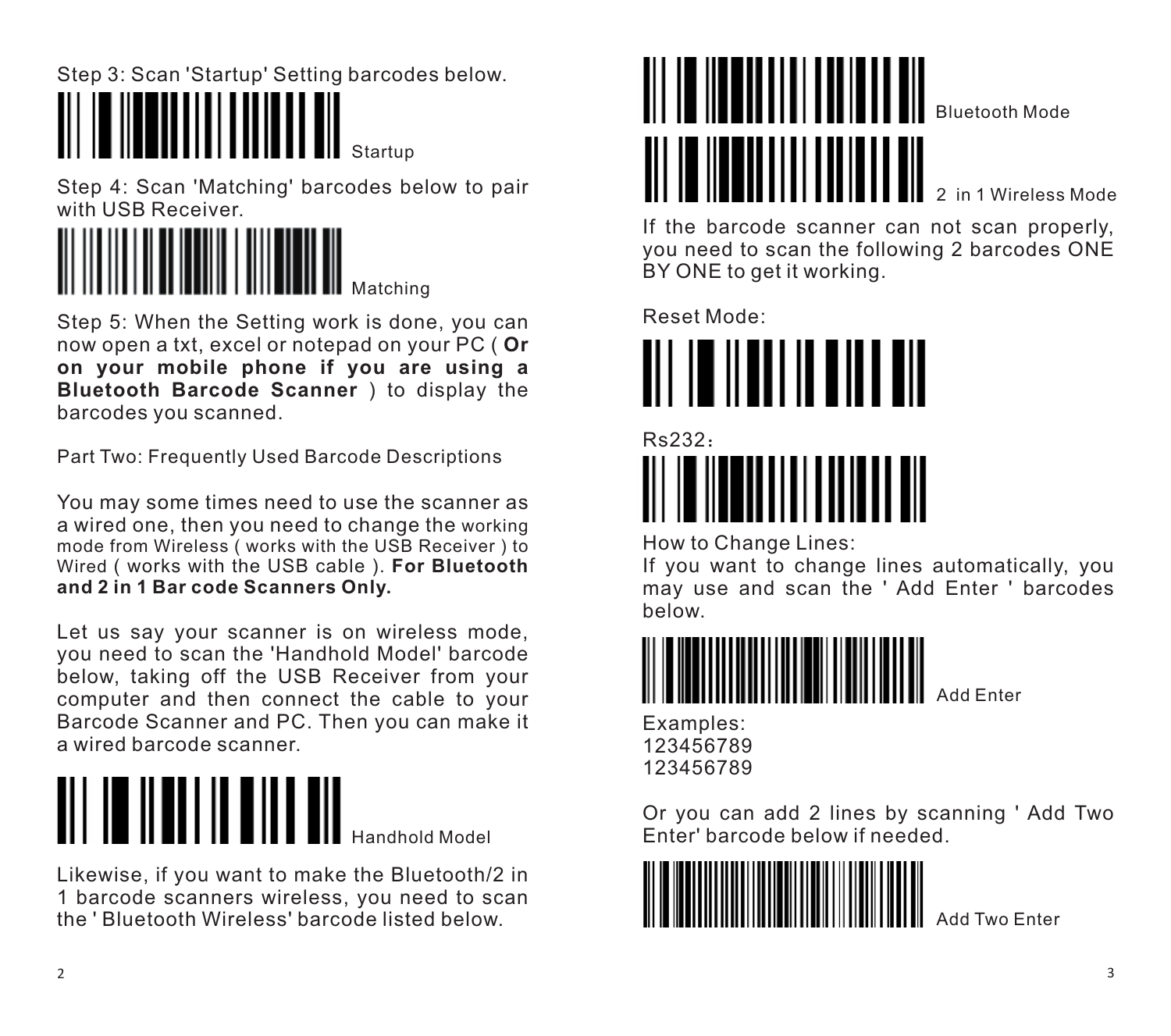Step 3: Scan 'Startup' Setting barcodes below.

Startup

Step 4: Scan 'Matching' barcodes below to pair with USB Receiver.

Matching

Step 5: When the Setting work is done, you can now open a txt, excel or notepad on your PC ( **Or on your mobile phone if you are using a Bluetooth Barcode Scanner** ) to display the barcodes you scanned.

Part Two: Frequently Used Barcode Descriptions

You may some times need to use the scanner as a wired one, then you need to change the working mode from Wireless ( works with the USB Receiver ) to Wired ( works with the USB cable ). **For Bluetooth and 2 in 1 Bar code Scanners Only.**

Let us say your scanner is on wireless mode, you need to scan the 'Handhold Model' barcode below, taking off the USB Receiver from your computer and then connect the cable to your Barcode Scanner and PC. Then you can make it a wired barcode scanner.

Handhold Model

Likewise, if you want to make the Bluetooth/2 in 1 barcode scanners wireless, you need to scan the ' Bluetooth Wireless' barcode listed below.

Bluetooth Mode

2 in 1 Wireless Mode

If the barcode scanner can not scan properly, you need to scan the following 2 barcodes ONE BY ONE to get it working.

Reset Mode:

Rs232：

How to Change Lines:
If you want to change lines automatically, you may use and scan the ' Add Enter ' barcodes below.

Add Enter

Examples:
123456789
123456789

Or you can add 2 lines by scanning ' Add Two Enter' barcode below if needed.

Add Two Enter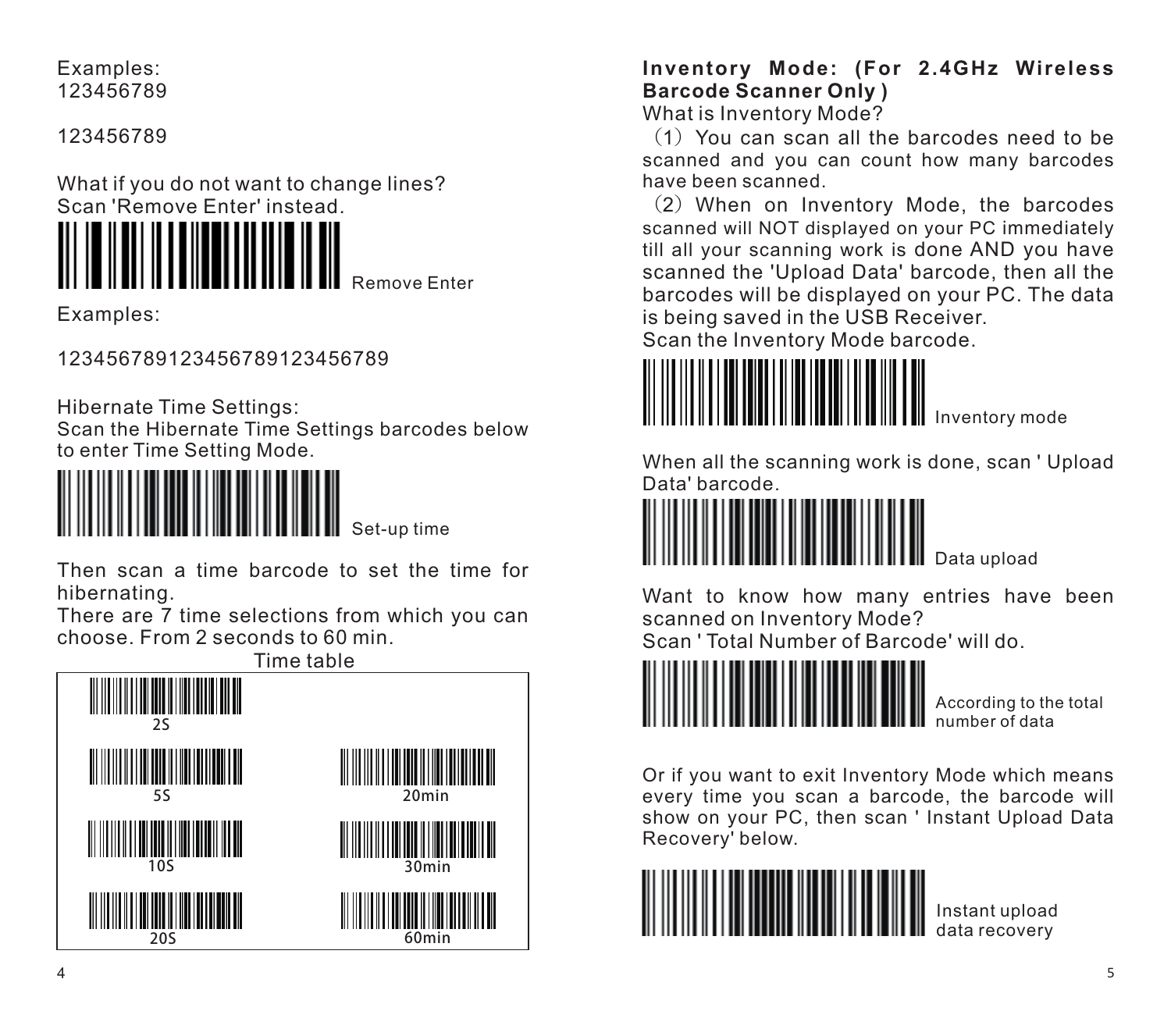Examples:
123456789

123456789

What if you do not want to change lines?
Scan 'Remove Enter' instead.

Remove Enter

Examples:

123456789123456789123456789

Hibernate Time Settings:
Scan the Hibernate Time Settings barcodes below to enter Time Setting Mode.

Set-up time

Then scan a time barcode to set the time for hibernating.
There are 7 time selections from which you can choose. From 2 seconds to 60 min.

Time table

| | |
|---|---|
| 2S | |
| 5S | 20min |
| 10S | 30min |
| 20S | 60min |

**Inventory Mode: (For 2.4GHz Wireless Barcode Scanner Only )**

What is Inventory Mode?

（1）You can scan all the barcodes need to be scanned and you can count how many barcodes have been scanned.

（2）When on Inventory Mode, the barcodes scanned will NOT displayed on your PC immediately till all your scanning work is done AND you have scanned the 'Upload Data' barcode, then all the barcodes will be displayed on your PC. The data is being saved in the USB Receiver.

Scan the Inventory Mode barcode.

Inventory mode

When all the scanning work is done, scan ' Upload Data' barcode.

Data upload

Want to know how many entries have been scanned on Inventory Mode?
Scan ' Total Number of Barcode' will do.

According to the total number of data

Or if you want to exit Inventory Mode which means every time you scan a barcode, the barcode will show on your PC, then scan ' Instant Upload Data Recovery' below.

Instant upload data recovery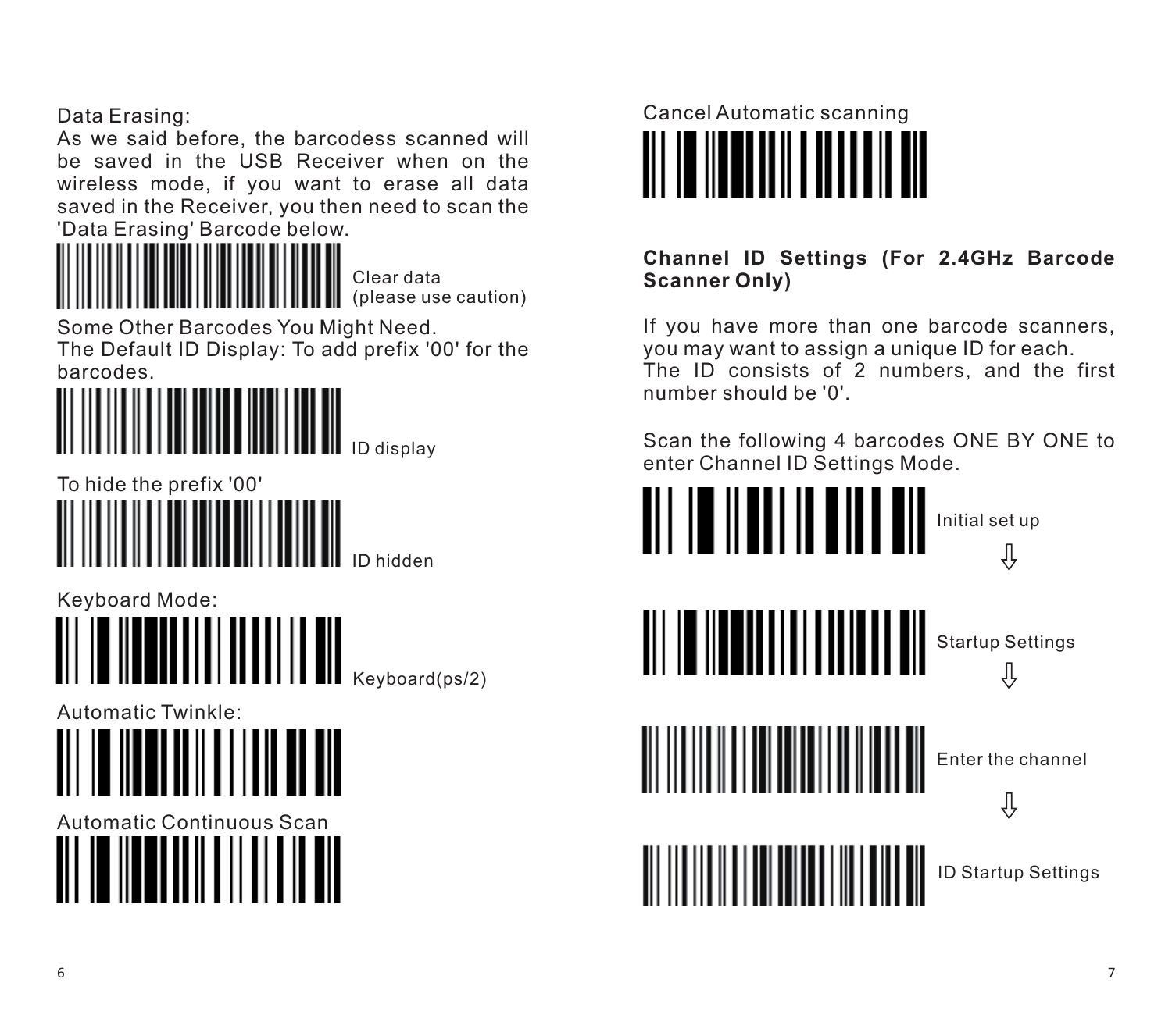Data Erasing:

As we said before, the barcodess scanned will be saved in the USB Receiver when on the wireless mode, if you want to erase all data saved in the Receiver, you then need to scan the 'Data Erasing' Barcode below.

Clear data
(please use caution)

Some Other Barcodes You Might Need.

The Default ID Display: To add prefix '00' for the barcodes.

ID display

To hide the prefix '00'

ID hidden

Keyboard Mode:

Keyboard(ps/2)

Automatic Twinkle:

Automatic Continuous Scan

Cancel Automatic scanning

**Channel ID Settings (For 2.4GHz Barcode Scanner Only)**

If you have more than one barcode scanners, you may want to assign a unique ID for each.

The ID consists of 2 numbers, and the first number should be '0'.

Scan the following 4 barcodes ONE BY ONE to enter Channel ID Settings Mode.

Initial set up

⇩

Startup Settings

⇩

Enter the channel

⇩

ID Startup Settings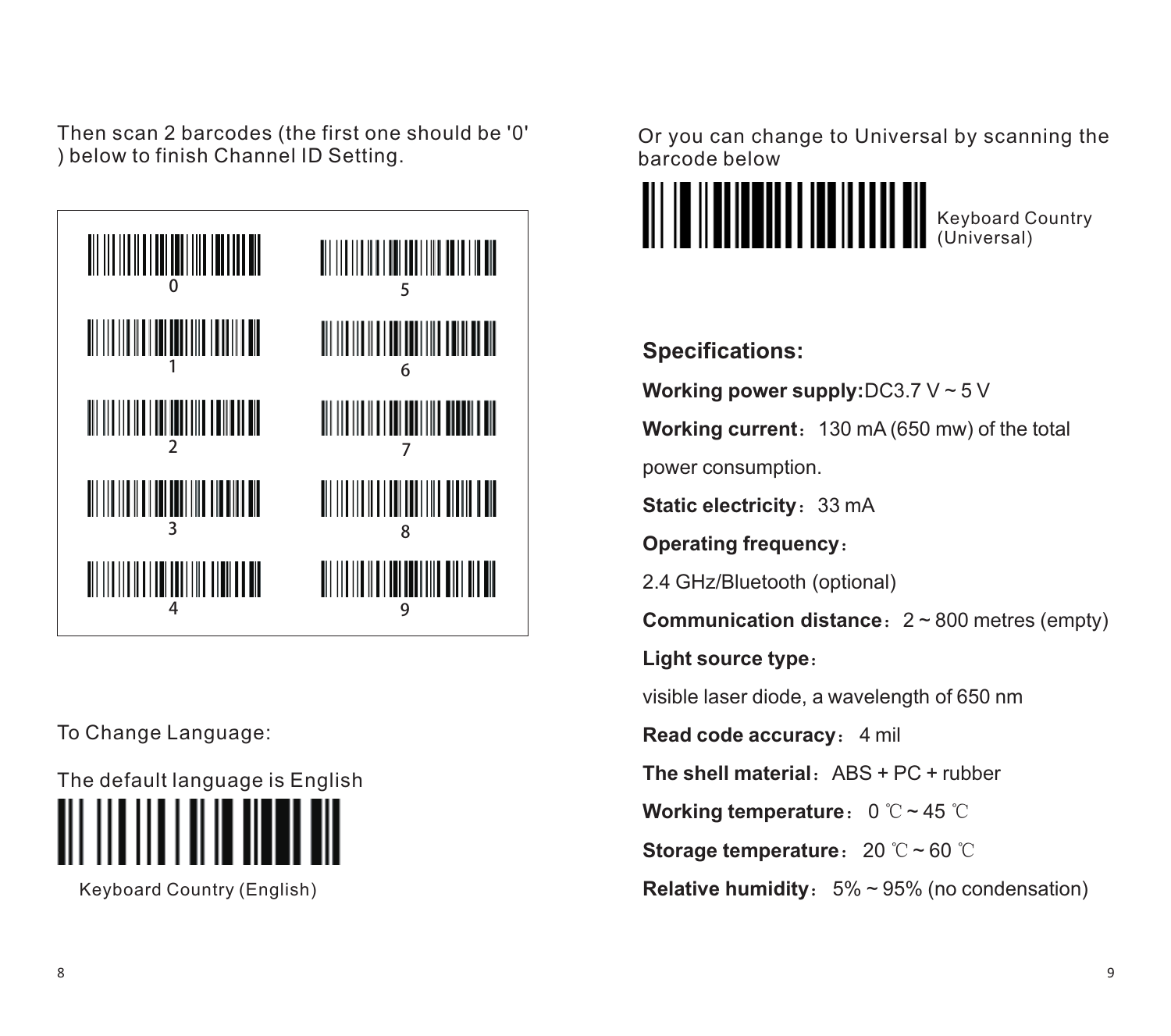Then scan 2 barcodes (the first one should be '0' ) below to finish Channel ID Setting.

0

5

1

6

2

7

3

8

4

9

To Change Language:

The default language is English

Keyboard Country (English)

Or you can change to Universal by scanning the barcode below

Keyboard Country (Universal)

## Specifications:

**Working power supply:**DC3.7 V ~ 5 V

**Working current**：130 mA (650 mw) of the total power consumption.

**Static electricity**：33 mA

**Operating frequency**：

2.4 GHz/Bluetooth (optional)

**Communication distance**：2 ~ 800 metres (empty)

**Light source type**：

visible laser diode, a wavelength of 650 nm

**Read code accuracy**：4 mil

**The shell material**：ABS + PC + rubber

**Working temperature**：0 ℃ ~ 45 ℃

**Storage temperature**：20 ℃ ~ 60 ℃

**Relative humidity**：5% ~ 95% (no condensation)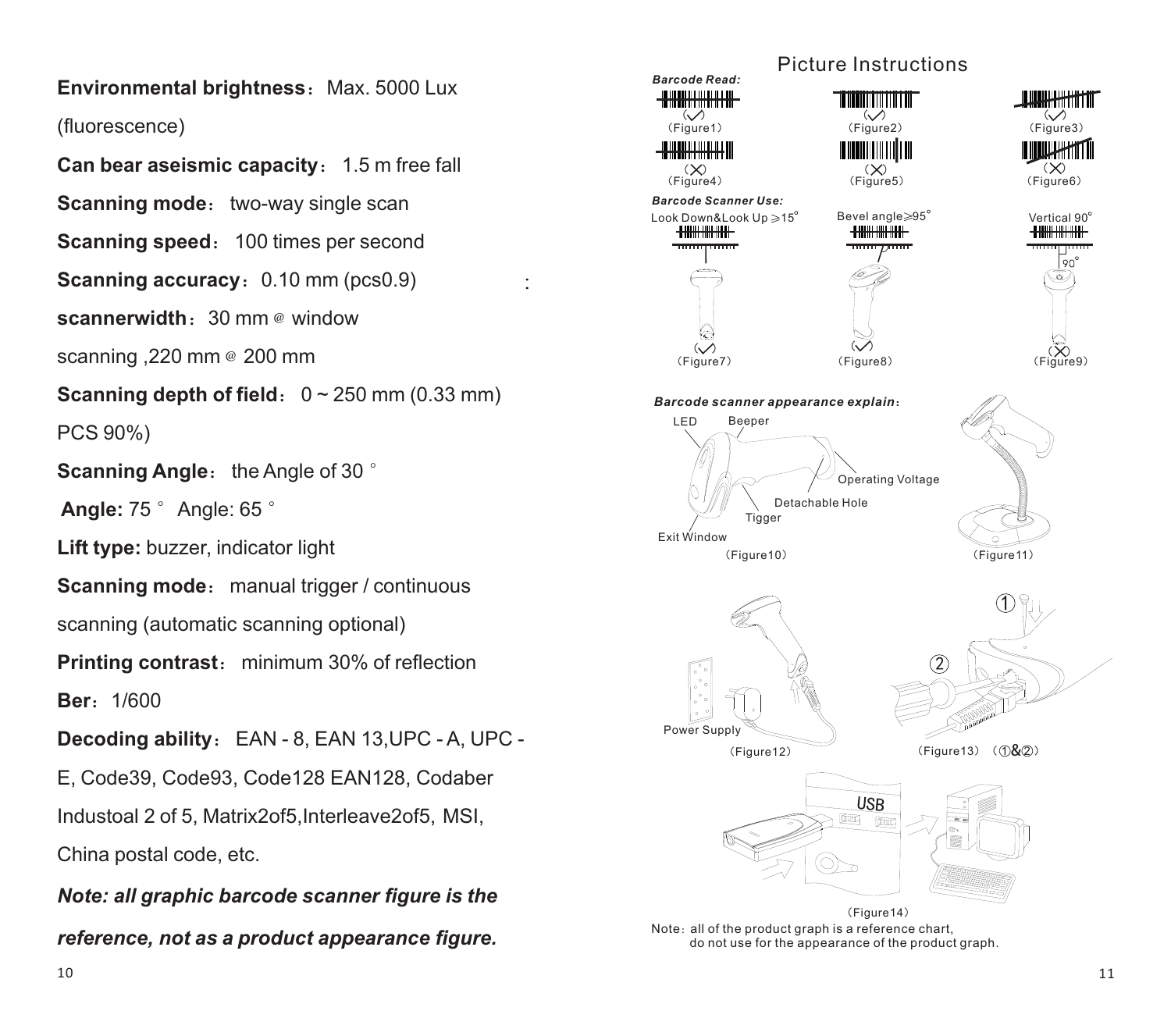**Environmental brightness**：Max. 5000 Lux (fluorescence)

**Can bear aseismic capacity**： 1.5 m free fall

**Scanning mode**： two-way single scan

**Scanning speed**： 100 times per second

**Scanning accuracy**：0.10 mm (pcs0.9)

**scannerwidth**：30 mm @ window scanning ,220 mm @ 200 mm

**Scanning depth of field**： 0 ~ 250 mm (0.33 mm) PCS 90%)

**Scanning Angle**： the Angle of 30 °

**Angle:** 75 ° Angle: 65 °

**Lift type:** buzzer, indicator light

**Scanning mode**： manual trigger / continuous scanning (automatic scanning optional)

**Printing contrast**： minimum 30% of reflection

**Ber**：1/600

**Decoding ability**： EAN - 8, EAN 13,UPC - A, UPC - E, Code39, Code93, Code128 EAN128, Codaber Industoal 2 of 5, Matrix2of5,Interleave2of5, MSI, China postal code, etc.

***Note: all graphic barcode scanner figure is the reference, not as a product appearance figure.***

## Picture Instructions

***Barcode Read:***

(Figure1) (Figure2) (Figure3) (Figure4) (Figure5) (Figure6)

***Barcode Scanner Use:***

Look Down&Look Up ≥15° — (Figure7)

Bevel angle≥95° — (Figure8)

Vertical 90° — (Figure9)

***Barcode scanner appearance explain***：

LED, Beeper, Operating Voltage, Detachable Hole, Tigger, Exit Window

(Figure10) (Figure11)

Power Supply

(Figure12) (Figure13) (①&②)

USB

(Figure14)

Note：all of the product graph is a reference chart, do not use for the appearance of the product graph.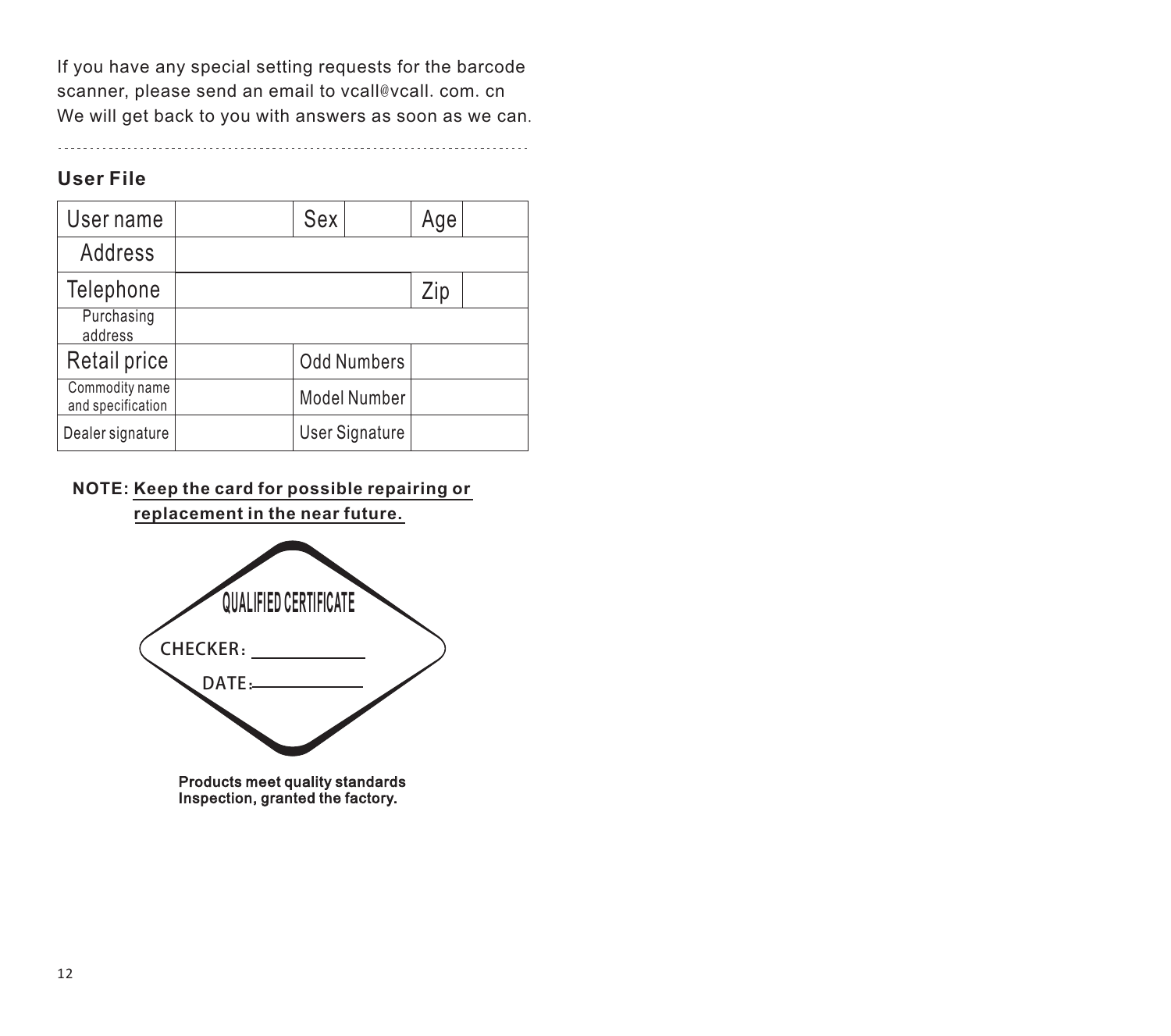If you have any special setting requests for the barcode scanner, please send an email to vcall@vcall. com. cn We will get back to you with answers as soon as we can.

## User File

| | | | | | |
|---|---|---|---|---|---|
| User name | | Sex | | Age | |
| Address | | | | | |
| Telephone | | | | Zip | |
| Purchasing address | | | | | |
| Retail price | | Odd Numbers | | | |
| Commodity name and specification | | Model Number | | | |
| Dealer signature | | User Signature | | | |

**NOTE: Keep the card for possible repairing or replacement in the near future.**

**QUALIFIED CERTIFICATE**

CHECKER：____________

DATE：____________

**Products meet quality standards Inspection, granted the factory.**